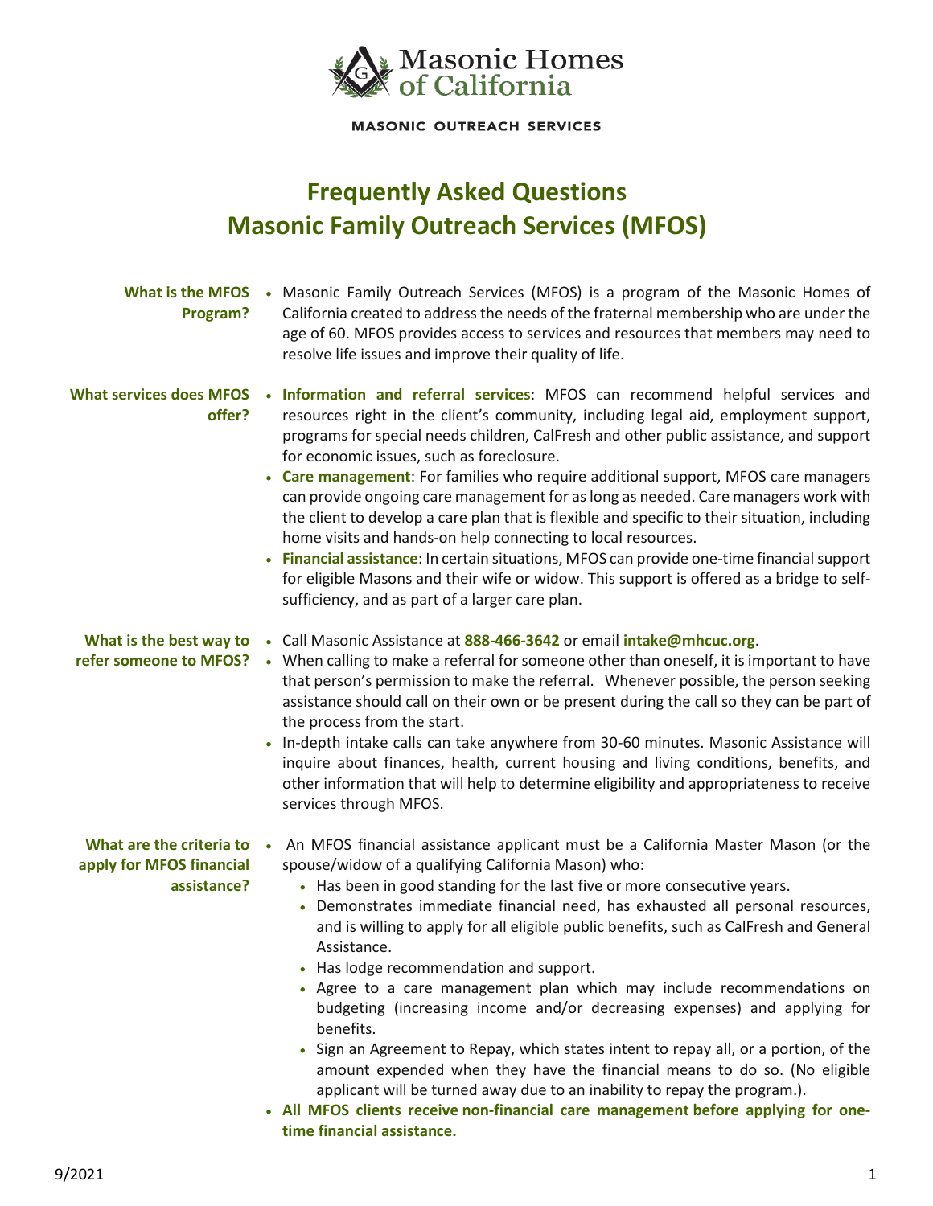Masonic Homes of California

MASONIC OUTREACH SERVICES

# Frequently Asked Questions
# Masonic Family Outreach Services (MFOS)

**What is the MFOS Program?**

- Masonic Family Outreach Services (MFOS) is a program of the Masonic Homes of California created to address the needs of the fraternal membership who are under the age of 60. MFOS provides access to services and resources that members may need to resolve life issues and improve their quality of life.

**What services does MFOS offer?**

- **Information and referral services**: MFOS can recommend helpful services and resources right in the client's community, including legal aid, employment support, programs for special needs children, CalFresh and other public assistance, and support for economic issues, such as foreclosure.
- **Care management**: For families who require additional support, MFOS care managers can provide ongoing care management for as long as needed. Care managers work with the client to develop a care plan that is flexible and specific to their situation, including home visits and hands-on help connecting to local resources.
- **Financial assistance**: In certain situations, MFOS can provide one-time financial support for eligible Masons and their wife or widow. This support is offered as a bridge to self-sufficiency, and as part of a larger care plan.

**What is the best way to refer someone to MFOS?**

- Call Masonic Assistance at **888-466-3642** or email **intake@mhcuc.org**.
- When calling to make a referral for someone other than oneself, it is important to have that person's permission to make the referral. Whenever possible, the person seeking assistance should call on their own or be present during the call so they can be part of the process from the start.
- In-depth intake calls can take anywhere from 30-60 minutes. Masonic Assistance will inquire about finances, health, current housing and living conditions, benefits, and other information that will help to determine eligibility and appropriateness to receive services through MFOS.

**What are the criteria to apply for MFOS financial assistance?**

- An MFOS financial assistance applicant must be a California Master Mason (or the spouse/widow of a qualifying California Mason) who:
  - Has been in good standing for the last five or more consecutive years.
  - Demonstrates immediate financial need, has exhausted all personal resources, and is willing to apply for all eligible public benefits, such as CalFresh and General Assistance.
  - Has lodge recommendation and support.
  - Agree to a care management plan which may include recommendations on budgeting (increasing income and/or decreasing expenses) and applying for benefits.
  - Sign an Agreement to Repay, which states intent to repay all, or a portion, of the amount expended when they have the financial means to do so. (No eligible applicant will be turned away due to an inability to repay the program.).
- **All MFOS clients receive non-financial care management before applying for one-time financial assistance.**

9/2021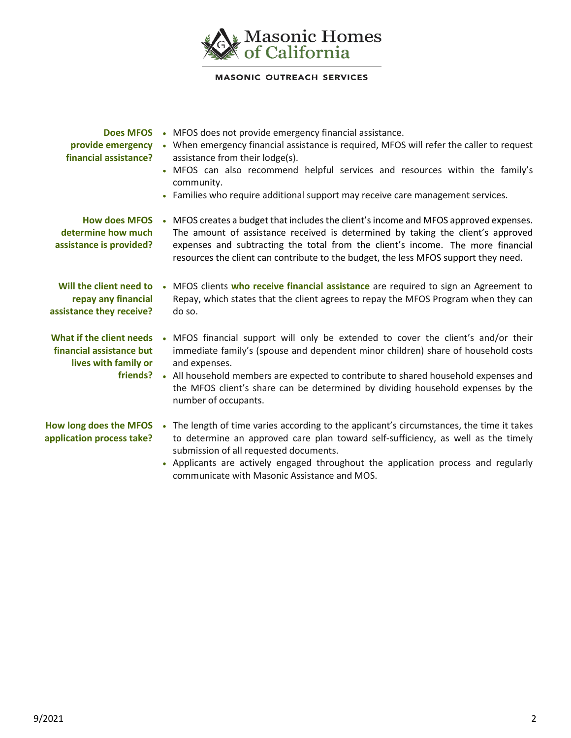Masonic Homes of California

MASONIC OUTREACH SERVICES

**Does MFOS provide emergency financial assistance?**

- MFOS does not provide emergency financial assistance.
- When emergency financial assistance is required, MFOS will refer the caller to request assistance from their lodge(s).
- MFOS can also recommend helpful services and resources within the family's community.
- Families who require additional support may receive care management services.

**How does MFOS determine how much assistance is provided?**

- MFOS creates a budget that includes the client's income and MFOS approved expenses. The amount of assistance received is determined by taking the client's approved expenses and subtracting the total from the client's income. The more financial resources the client can contribute to the budget, the less MFOS support they need.

**Will the client need to repay any financial assistance they receive?**

- MFOS clients **who receive financial assistance** are required to sign an Agreement to Repay, which states that the client agrees to repay the MFOS Program when they can do so.

**What if the client needs financial assistance but lives with family or friends?**

- MFOS financial support will only be extended to cover the client's and/or their immediate family's (spouse and dependent minor children) share of household costs and expenses.
- All household members are expected to contribute to shared household expenses and the MFOS client's share can be determined by dividing household expenses by the number of occupants.

**How long does the MFOS application process take?**

- The length of time varies according to the applicant's circumstances, the time it takes to determine an approved care plan toward self-sufficiency, as well as the timely submission of all requested documents.
- Applicants are actively engaged throughout the application process and regularly communicate with Masonic Assistance and MOS.

9/2021